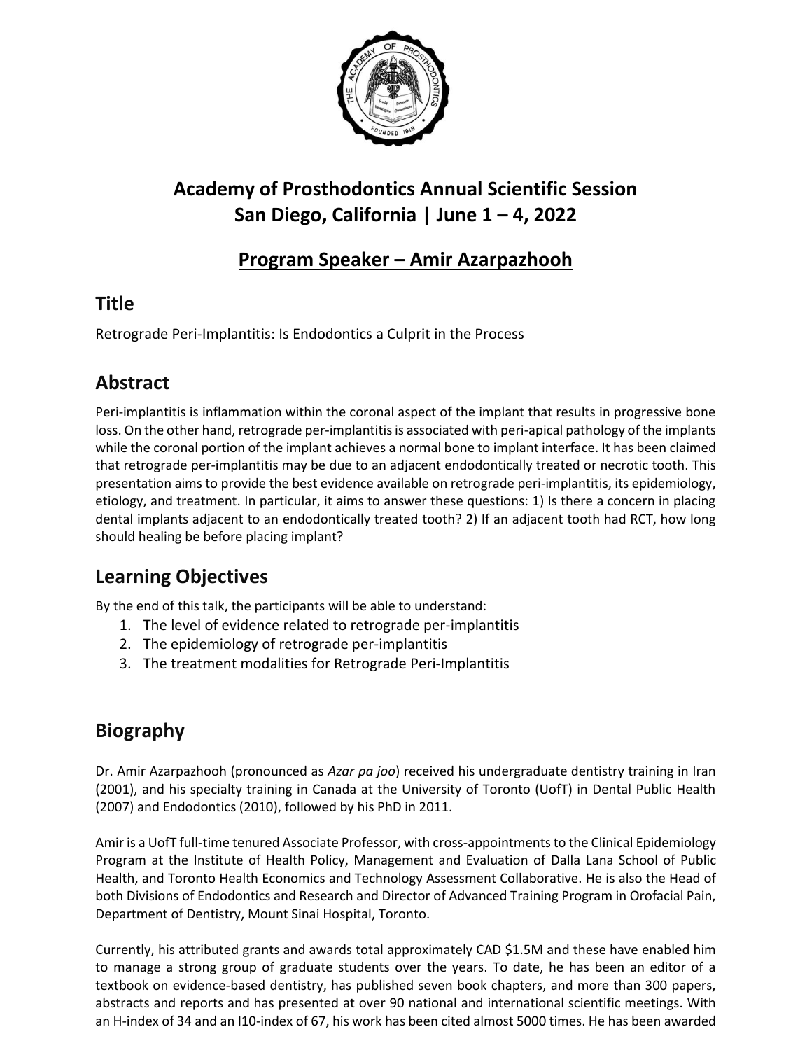## Academy of Prosthodontics Annual Scientific Session
## San Diego, California | June 1 – 4, 2022

## Program Speaker – Amir Azarpazhooh

### Title

Retrograde Peri-Implantitis: Is Endodontics a Culprit in the Process

### Abstract

Peri-implantitis is inflammation within the coronal aspect of the implant that results in progressive bone loss. On the other hand, retrograde per-implantitis is associated with peri-apical pathology of the implants while the coronal portion of the implant achieves a normal bone to implant interface. It has been claimed that retrograde per-implantitis may be due to an adjacent endodontically treated or necrotic tooth. This presentation aims to provide the best evidence available on retrograde peri-implantitis, its epidemiology, etiology, and treatment. In particular, it aims to answer these questions: 1) Is there a concern in placing dental implants adjacent to an endodontically treated tooth? 2) If an adjacent tooth had RCT, how long should healing be before placing implant?

### Learning Objectives

By the end of this talk, the participants will be able to understand:

1. The level of evidence related to retrograde per-implantitis
2. The epidemiology of retrograde per-implantitis
3. The treatment modalities for Retrograde Peri-Implantitis

### Biography

Dr. Amir Azarpazhooh (pronounced as *Azar pa joo*) received his undergraduate dentistry training in Iran (2001), and his specialty training in Canada at the University of Toronto (UofT) in Dental Public Health (2007) and Endodontics (2010), followed by his PhD in 2011.

Amir is a UofT full-time tenured Associate Professor, with cross-appointments to the Clinical Epidemiology Program at the Institute of Health Policy, Management and Evaluation of Dalla Lana School of Public Health, and Toronto Health Economics and Technology Assessment Collaborative. He is also the Head of both Divisions of Endodontics and Research and Director of Advanced Training Program in Orofacial Pain, Department of Dentistry, Mount Sinai Hospital, Toronto.

Currently, his attributed grants and awards total approximately CAD $1.5M and these have enabled him to manage a strong group of graduate students over the years. To date, he has been an editor of a textbook on evidence-based dentistry, has published seven book chapters, and more than 300 papers, abstracts and reports and has presented at over 90 national and international scientific meetings. With an H-index of 34 and an I10-index of 67, his work has been cited almost 5000 times. He has been awarded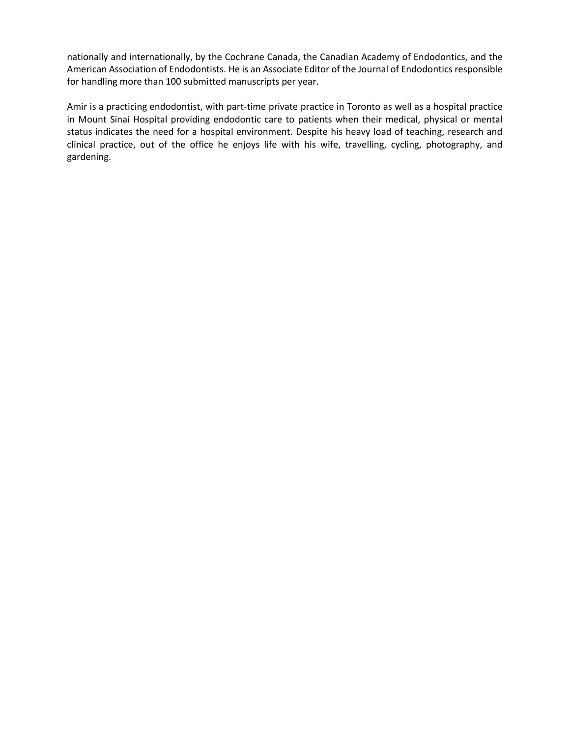nationally and internationally, by the Cochrane Canada, the Canadian Academy of Endodontics, and the American Association of Endodontists. He is an Associate Editor of the Journal of Endodontics responsible for handling more than 100 submitted manuscripts per year.

Amir is a practicing endodontist, with part-time private practice in Toronto as well as a hospital practice in Mount Sinai Hospital providing endodontic care to patients when their medical, physical or mental status indicates the need for a hospital environment. Despite his heavy load of teaching, research and clinical practice, out of the office he enjoys life with his wife, travelling, cycling, photography, and gardening.